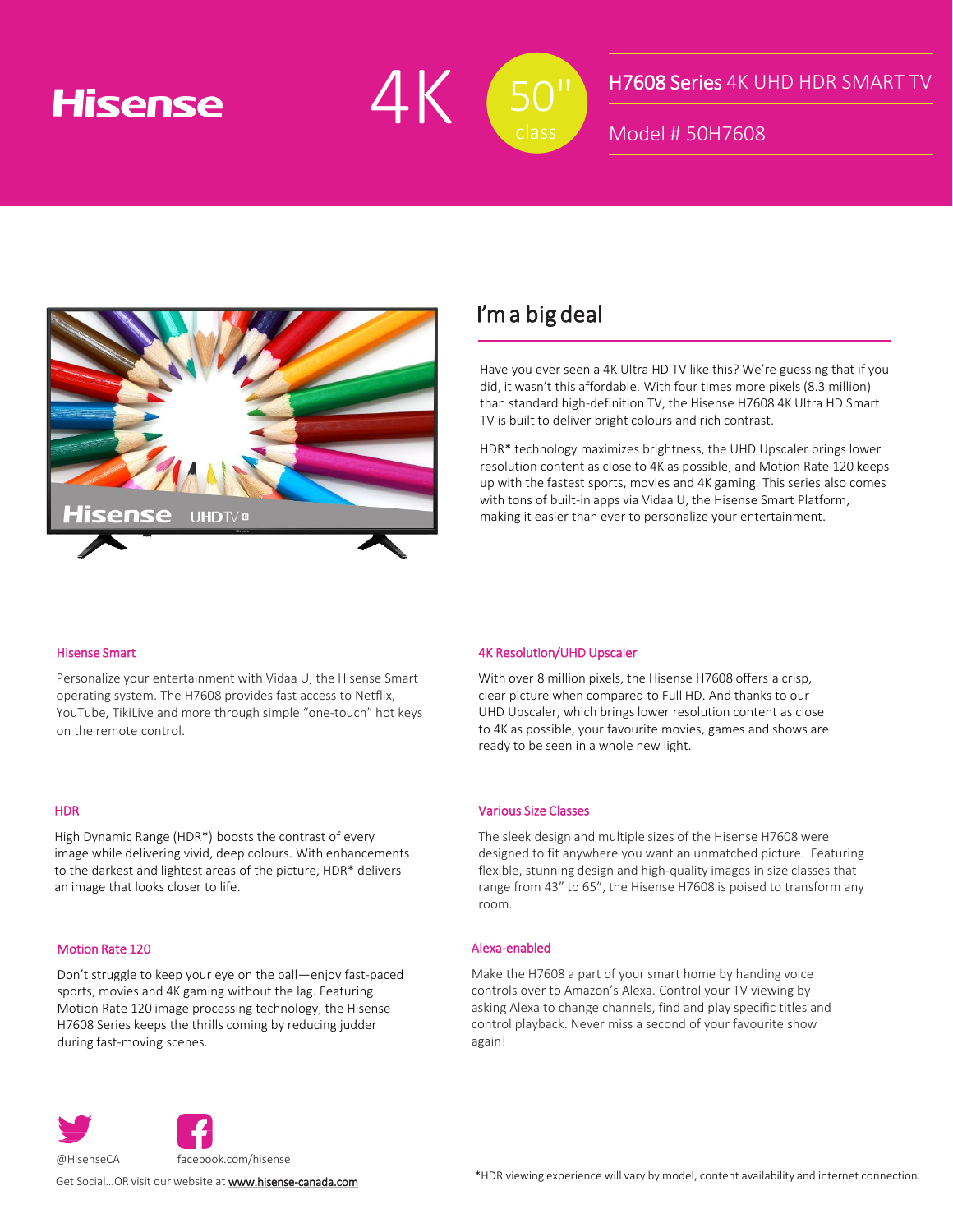# Hisense

4K 50" class

## H7608 Series 4K UHD HDR SMART TV

Model # 50H7608

## I'm a big deal

Have you ever seen a 4K Ultra HD TV like this? We're guessing that if you did, it wasn't this affordable. With four times more pixels (8.3 million) than standard high-definition TV, the Hisense H7608 4K Ultra HD Smart TV is built to deliver bright colours and rich contrast.

HDR* technology maximizes brightness, the UHD Upscaler brings lower resolution content as close to 4K as possible, and Motion Rate 120 keeps up with the fastest sports, movies and 4K gaming. This series also comes with tons of built-in apps via Vidaa U, the Hisense Smart Platform, making it easier than ever to personalize your entertainment.

### Hisense Smart

Personalize your entertainment with Vidaa U, the Hisense Smart operating system. The H7608 provides fast access to Netflix, YouTube, TikiLive and more through simple "one-touch" hot keys on the remote control.

### 4K Resolution/UHD Upscaler

With over 8 million pixels, the Hisense H7608 offers a crisp, clear picture when compared to Full HD. And thanks to our UHD Upscaler, which brings lower resolution content as close to 4K as possible, your favourite movies, games and shows are ready to be seen in a whole new light.

### HDR

High Dynamic Range (HDR*) boosts the contrast of every image while delivering vivid, deep colours. With enhancements to the darkest and lightest areas of the picture, HDR* delivers an image that looks closer to life.

### Various Size Classes

The sleek design and multiple sizes of the Hisense H7608 were designed to fit anywhere you want an unmatched picture. Featuring flexible, stunning design and high-quality images in size classes that range from 43" to 65", the Hisense H7608 is poised to transform any room.

### Motion Rate 120

Don't struggle to keep your eye on the ball—enjoy fast-paced sports, movies and 4K gaming without the lag. Featuring Motion Rate 120 image processing technology, the Hisense H7608 Series keeps the thrills coming by reducing judder during fast-moving scenes.

### Alexa-enabled

Make the H7608 a part of your smart home by handing voice controls over to Amazon's Alexa. Control your TV viewing by asking Alexa to change channels, find and play specific titles and control playback. Never miss a second of your favourite show again!

@HisenseCA

facebook.com/hisense

Get Social...OR visit our website at www.hisense-canada.com

*HDR viewing experience will vary by model, content availability and internet connection.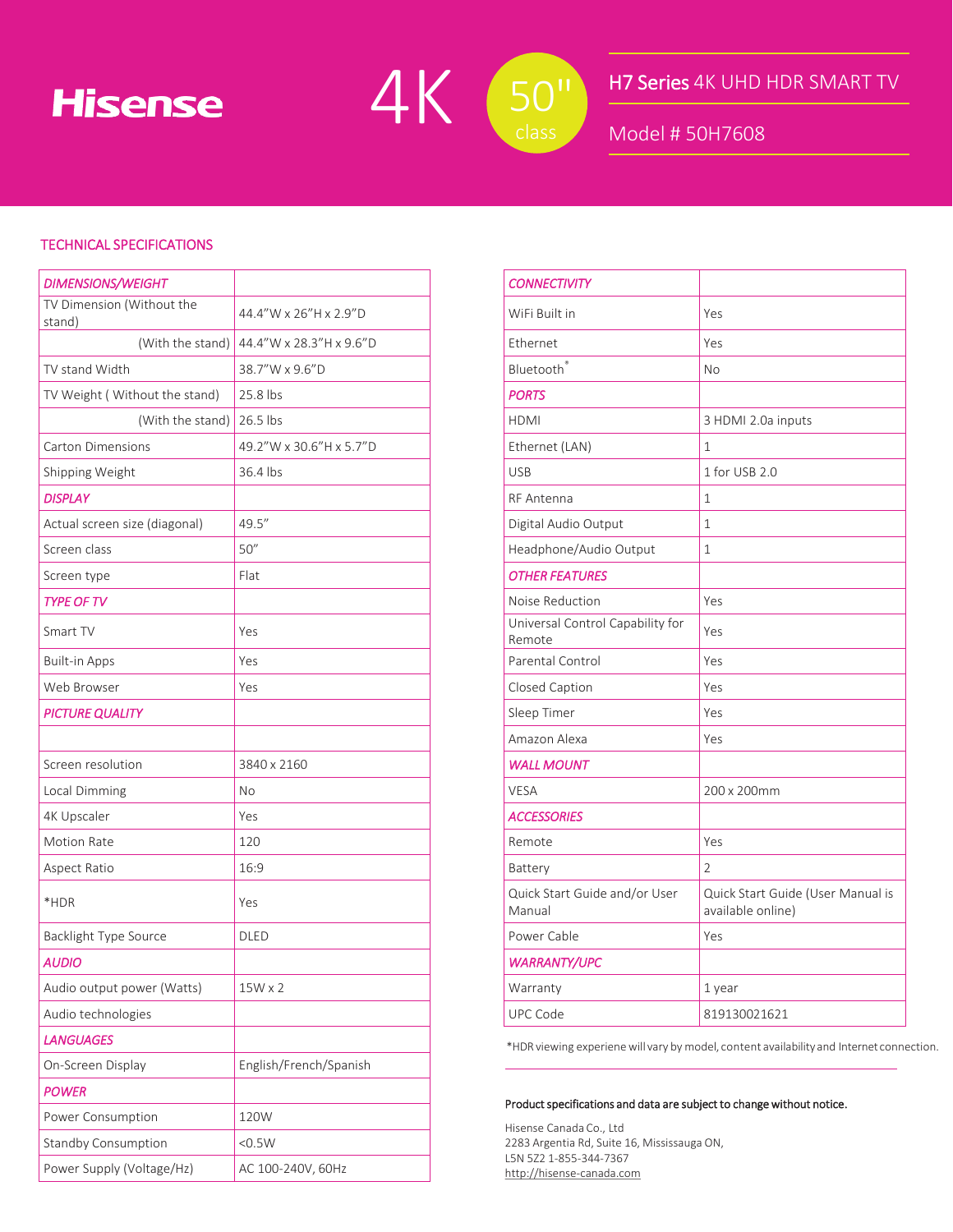# Hisense

4K 50" class

## H7 Series 4K UHD HDR SMART TV

Model # 50H7608

## TECHNICAL SPECIFICATIONS

| | |
|---|---|
| *DIMENSIONS/WEIGHT* | |
| TV Dimension (Without the stand) | 44.4"W x 26"H x 2.9"D |
| (With the stand) | 44.4"W x 28.3"H x 9.6"D |
| TV stand Width | 38.7"W x 9.6"D |
| TV Weight ( Without the stand) | 25.8 lbs |
| (With the stand) | 26.5 lbs |
| Carton Dimensions | 49.2"W x 30.6"H x 5.7"D |
| Shipping Weight | 36.4 lbs |
| *DISPLAY* | |
| Actual screen size (diagonal) | 49.5" |
| Screen class | 50" |
| Screen type | Flat |
| *TYPE OF TV* | |
| Smart TV | Yes |
| Built-in Apps | Yes |
| Web Browser | Yes |
| *PICTURE QUALITY* | |
| | |
| Screen resolution | 3840 x 2160 |
| Local Dimming | No |
| 4K Upscaler | Yes |
| Motion Rate | 120 |
| Aspect Ratio | 16:9 |
| *HDR | Yes |
| Backlight Type Source | DLED |
| *AUDIO* | |
| Audio output power (Watts) | 15W x 2 |
| Audio technologies | |
| *LANGUAGES* | |
| On-Screen Display | English/French/Spanish |
| *POWER* | |
| Power Consumption | 120W |
| Standby Consumption | <0.5W |
| Power Supply (Voltage/Hz) | AC 100-240V, 60Hz |

| | |
|---|---|
| *CONNECTIVITY* | |
| WiFi Built in | Yes |
| Ethernet | Yes |
| Bluetooth* | No |
| *PORTS* | |
| HDMI | 3 HDMI 2.0a inputs |
| Ethernet (LAN) | 1 |
| USB | 1 for USB 2.0 |
| RF Antenna | 1 |
| Digital Audio Output | 1 |
| Headphone/Audio Output | 1 |
| *OTHER FEATURES* | |
| Noise Reduction | Yes |
| Universal Control Capability for Remote | Yes |
| Parental Control | Yes |
| Closed Caption | Yes |
| Sleep Timer | Yes |
| Amazon Alexa | Yes |
| *WALL MOUNT* | |
| VESA | 200 x 200mm |
| *ACCESSORIES* | |
| Remote | Yes |
| Battery | 2 |
| Quick Start Guide and/or User Manual | Quick Start Guide (User Manual is available online) |
| Power Cable | Yes |
| *WARRANTY/UPC* | |
| Warranty | 1 year |
| UPC Code | 819130021621 |

*HDR viewing experiene will vary by model, content availability and Internet connection.

**Product specifications and data are subject to change without notice.**

Hisense Canada Co., Ltd
2283 Argentia Rd, Suite 16, Mississauga ON,
L5N 5Z2 1-855-344-7367
http://hisense-canada.com